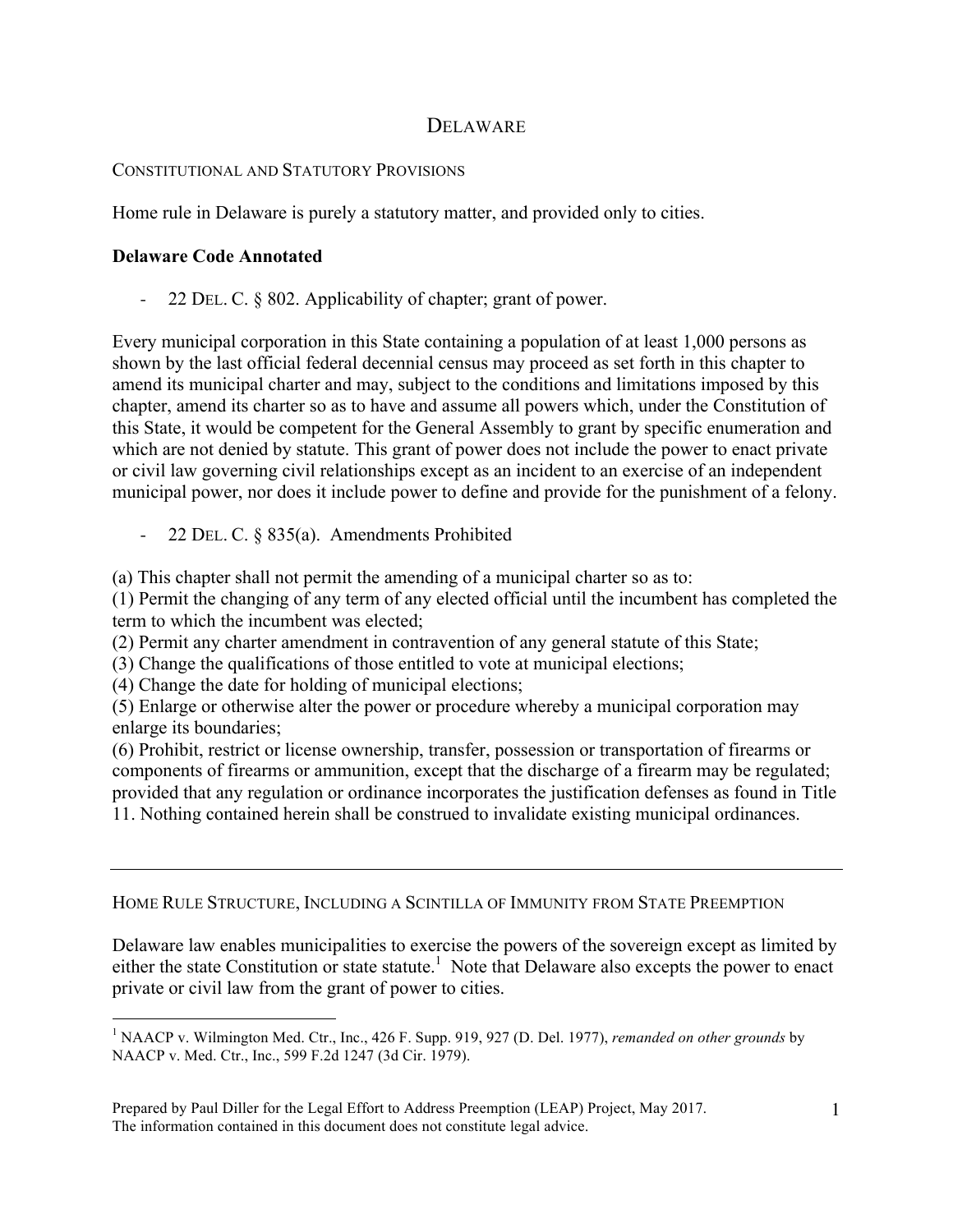# DELAWARE

## CONSTITUTIONAL AND STATUTORY PROVISIONS

Home rule in Delaware is purely a statutory matter, and provided only to cities.

**Delaware Code Annotated**

- 22 DEL. C. § 802. Applicability of chapter; grant of power.

Every municipal corporation in this State containing a population of at least 1,000 persons as shown by the last official federal decennial census may proceed as set forth in this chapter to amend its municipal charter and may, subject to the conditions and limitations imposed by this chapter, amend its charter so as to have and assume all powers which, under the Constitution of this State, it would be competent for the General Assembly to grant by specific enumeration and which are not denied by statute. This grant of power does not include the power to enact private or civil law governing civil relationships except as an incident to an exercise of an independent municipal power, nor does it include power to define and provide for the punishment of a felony.

- 22 DEL. C. § 835(a). Amendments Prohibited

(a) This chapter shall not permit the amending of a municipal charter so as to:
(1) Permit the changing of any term of any elected official until the incumbent has completed the term to which the incumbent was elected;
(2) Permit any charter amendment in contravention of any general statute of this State;
(3) Change the qualifications of those entitled to vote at municipal elections;
(4) Change the date for holding of municipal elections;
(5) Enlarge or otherwise alter the power or procedure whereby a municipal corporation may enlarge its boundaries;
(6) Prohibit, restrict or license ownership, transfer, possession or transportation of firearms or components of firearms or ammunition, except that the discharge of a firearm may be regulated; provided that any regulation or ordinance incorporates the justification defenses as found in Title 11. Nothing contained herein shall be construed to invalidate existing municipal ordinances.

---

## HOME RULE STRUCTURE, INCLUDING A SCINTILLA OF IMMUNITY FROM STATE PREEMPTION

Delaware law enables municipalities to exercise the powers of the sovereign except as limited by either the state Constitution or state statute.[1] Note that Delaware also excepts the power to enact private or civil law from the grant of power to cities.

[1] NAACP v. Wilmington Med. Ctr., Inc., 426 F. Supp. 919, 927 (D. Del. 1977), *remanded on other grounds* by NAACP v. Med. Ctr., Inc., 599 F.2d 1247 (3d Cir. 1979).

Prepared by Paul Diller for the Legal Effort to Address Preemption (LEAP) Project, May 2017.
The information contained in this document does not constitute legal advice.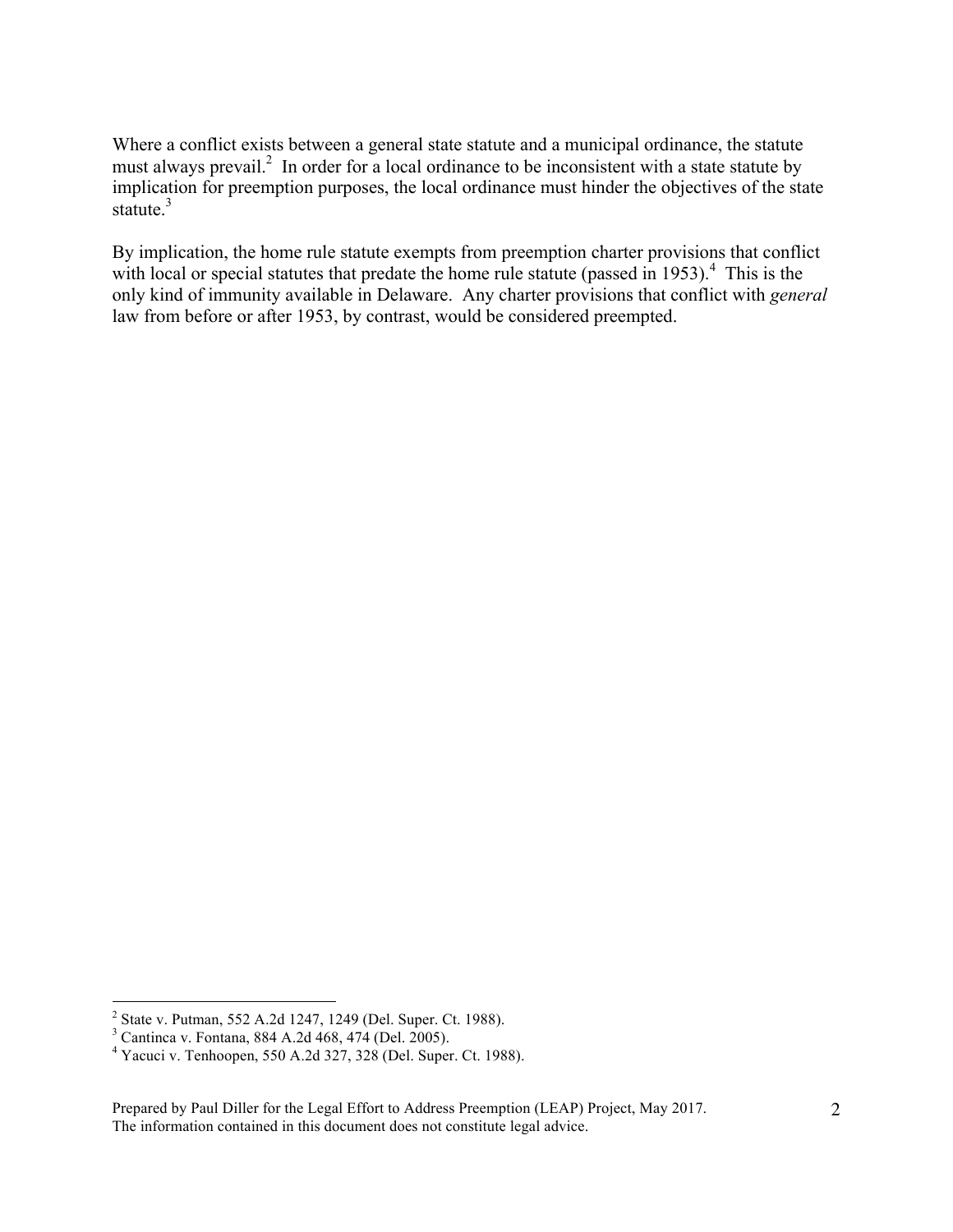Where a conflict exists between a general state statute and a municipal ordinance, the statute must always prevail.[2] In order for a local ordinance to be inconsistent with a state statute by implication for preemption purposes, the local ordinance must hinder the objectives of the state statute.[3]

By implication, the home rule statute exempts from preemption charter provisions that conflict with local or special statutes that predate the home rule statute (passed in 1953).[4] This is the only kind of immunity available in Delaware. Any charter provisions that conflict with *general* law from before or after 1953, by contrast, would be considered preempted.

---

[2] State v. Putman, 552 A.2d 1247, 1249 (Del. Super. Ct. 1988).

[3] Cantinca v. Fontana, 884 A.2d 468, 474 (Del. 2005).

[4] Yacuci v. Tenhoopen, 550 A.2d 327, 328 (Del. Super. Ct. 1988).

Prepared by Paul Diller for the Legal Effort to Address Preemption (LEAP) Project, May 2017. The information contained in this document does not constitute legal advice.